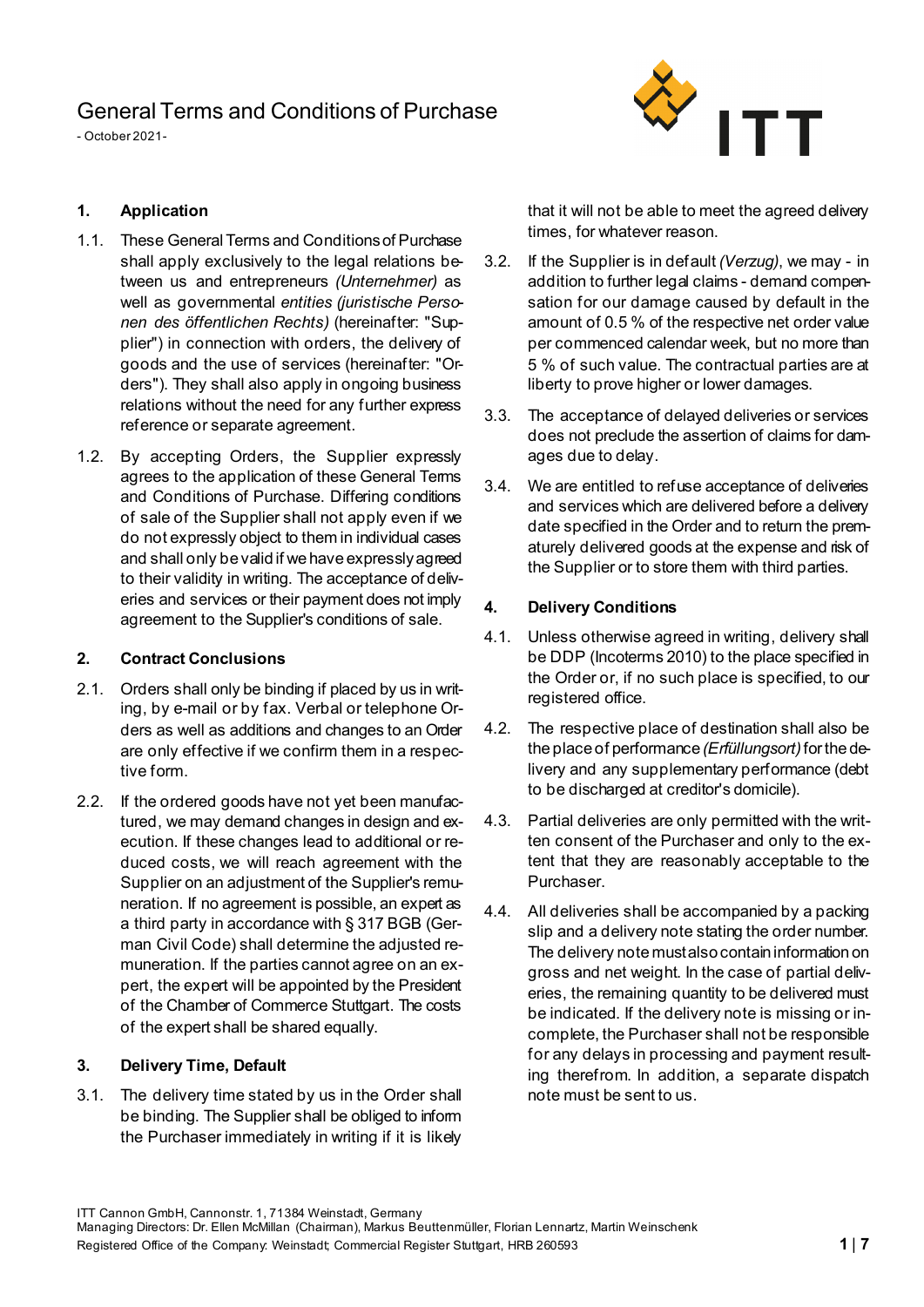# General Terms and Conditions of Purchase

- October 2021-

## 1. Application

1.1. These General Terms and Conditions of Purchase shall apply exclusively to the legal relations between us and entrepreneurs *(Unternehmer)* as well as governmental *entities (juristische Personen des öffentlichen Rechts)* (hereinafter: "Supplier") in connection with orders, the delivery of goods and the use of services (hereinafter: "Orders"). They shall also apply in ongoing business relations without the need for any further express reference or separate agreement.

1.2. By accepting Orders, the Supplier expressly agrees to the application of these General Terms and Conditions of Purchase. Differing conditions of sale of the Supplier shall not apply even if we do not expressly object to them in individual cases and shall only be valid if we have expressly agreed to their validity in writing. The acceptance of deliveries and services or their payment does not imply agreement to the Supplier's conditions of sale.

## 2. Contract Conclusions

2.1. Orders shall only be binding if placed by us in writing, by e-mail or by fax. Verbal or telephone Orders as well as additions and changes to an Order are only effective if we confirm them in a respective form.

2.2. If the ordered goods have not yet been manufactured, we may demand changes in design and execution. If these changes lead to additional or reduced costs, we will reach agreement with the Supplier on an adjustment of the Supplier's remuneration. If no agreement is possible, an expert as a third party in accordance with § 317 BGB (German Civil Code) shall determine the adjusted remuneration. If the parties cannot agree on an expert, the expert will be appointed by the President of the Chamber of Commerce Stuttgart. The costs of the expert shall be shared equally.

## 3. Delivery Time, Default

3.1. The delivery time stated by us in the Order shall be binding. The Supplier shall be obliged to inform the Purchaser immediately in writing if it is likely that it will not be able to meet the agreed delivery times, for whatever reason.

3.2. If the Supplier is in default *(Verzug)*, we may - in addition to further legal claims - demand compensation for our damage caused by default in the amount of 0.5 % of the respective net order value per commenced calendar week, but no more than 5 % of such value. The contractual parties are at liberty to prove higher or lower damages.

3.3. The acceptance of delayed deliveries or services does not preclude the assertion of claims for damages due to delay.

3.4. We are entitled to refuse acceptance of deliveries and services which are delivered before a delivery date specified in the Order and to return the prematurely delivered goods at the expense and risk of the Supplier or to store them with third parties.

## 4. Delivery Conditions

4.1. Unless otherwise agreed in writing, delivery shall be DDP (Incoterms 2010) to the place specified in the Order or, if no such place is specified, to our registered office.

4.2. The respective place of destination shall also be the place of performance *(Erfüllungsort)* for the delivery and any supplementary performance (debt to be discharged at creditor's domicile).

4.3. Partial deliveries are only permitted with the written consent of the Purchaser and only to the extent that they are reasonably acceptable to the Purchaser.

4.4. All deliveries shall be accompanied by a packing slip and a delivery note stating the order number. The delivery note must also contain information on gross and net weight. In the case of partial deliveries, the remaining quantity to be delivered must be indicated. If the delivery note is missing or incomplete, the Purchaser shall not be responsible for any delays in processing and payment resulting therefrom. In addition, a separate dispatch note must be sent to us.

ITT Cannon GmbH, Cannonstr. 1, 71384 Weinstadt, Germany
Managing Directors: Dr. Ellen McMillan (Chairman), Markus Beuttenmüller, Florian Lennartz, Martin Weinschenk
Registered Office of the Company: Weinstadt; Commercial Register Stuttgart, HRB 260593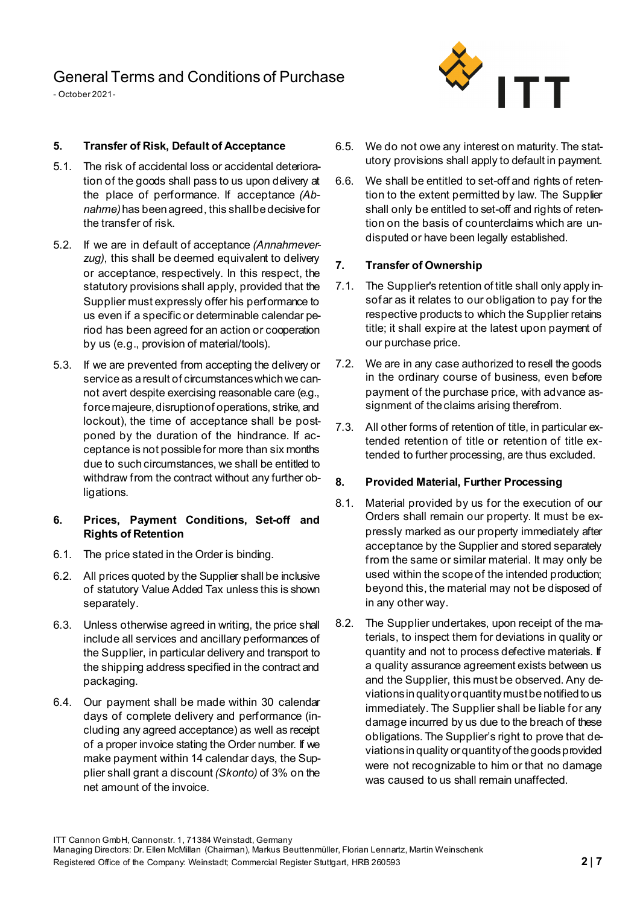## 5. Transfer of Risk, Default of Acceptance

5.1. The risk of accidental loss or accidental deterioration of the goods shall pass to us upon delivery at the place of performance. If acceptance *(Abnahme)* has been agreed, this shall be decisive for the transfer of risk.

5.2. If we are in default of acceptance *(Annahmeverzug)*, this shall be deemed equivalent to delivery or acceptance, respectively. In this respect, the statutory provisions shall apply, provided that the Supplier must expressly offer his performance to us even if a specific or determinable calendar period has been agreed for an action or cooperation by us (e.g., provision of material/tools).

5.3. If we are prevented from accepting the delivery or service as a result of circumstances which we cannot avert despite exercising reasonable care (e.g., force majeure, disruption of operations, strike, and lockout), the time of acceptance shall be postponed by the duration of the hindrance. If acceptance is not possible for more than six months due to such circumstances, we shall be entitled to withdraw from the contract without any further obligations.

## 6. Prices, Payment Conditions, Set-off and Rights of Retention

6.1. The price stated in the Order is binding.

6.2. All prices quoted by the Supplier shall be inclusive of statutory Value Added Tax unless this is shown separately.

6.3. Unless otherwise agreed in writing, the price shall include all services and ancillary performances of the Supplier, in particular delivery and transport to the shipping address specified in the contract and packaging.

6.4. Our payment shall be made within 30 calendar days of complete delivery and performance (including any agreed acceptance) as well as receipt of a proper invoice stating the Order number. If we make payment within 14 calendar days, the Supplier shall grant a discount *(Skonto)* of 3% on the net amount of the invoice.

6.5. We do not owe any interest on maturity. The statutory provisions shall apply to default in payment.

6.6. We shall be entitled to set-off and rights of retention to the extent permitted by law. The Supplier shall only be entitled to set-off and rights of retention on the basis of counterclaims which are undisputed or have been legally established.

## 7. Transfer of Ownership

7.1. The Supplier's retention of title shall only apply insofar as it relates to our obligation to pay for the respective products to which the Supplier retains title; it shall expire at the latest upon payment of our purchase price.

7.2. We are in any case authorized to resell the goods in the ordinary course of business, even before payment of the purchase price, with advance assignment of the claims arising therefrom.

7.3. All other forms of retention of title, in particular extended retention of title or retention of title extended to further processing, are thus excluded.

## 8. Provided Material, Further Processing

8.1. Material provided by us for the execution of our Orders shall remain our property. It must be expressly marked as our property immediately after acceptance by the Supplier and stored separately from the same or similar material. It may only be used within the scope of the intended production; beyond this, the material may not be disposed of in any other way.

8.2. The Supplier undertakes, upon receipt of the materials, to inspect them for deviations in quality or quantity and not to process defective materials. If a quality assurance agreement exists between us and the Supplier, this must be observed. Any deviations in quality or quantity must be notified to us immediately. The Supplier shall be liable for any damage incurred by us due to the breach of these obligations. The Supplier's right to prove that deviations in quality or quantity of the goods provided were not recognizable to him or that no damage was caused to us shall remain unaffected.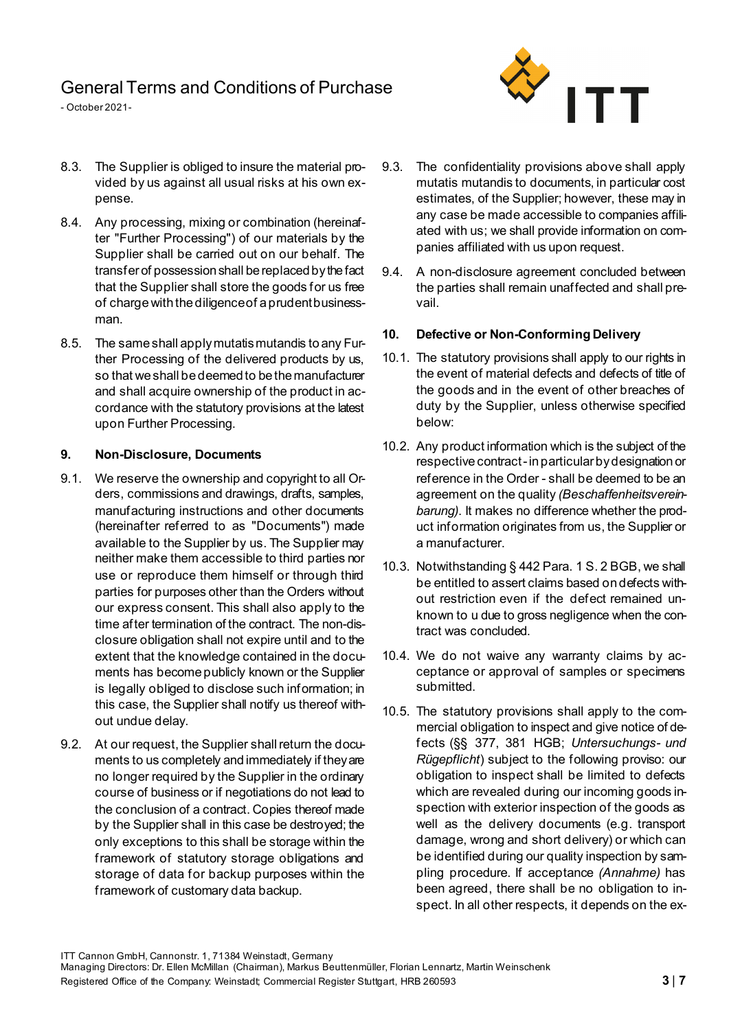8.3. The Supplier is obliged to insure the material provided by us against all usual risks at his own expense.

8.4. Any processing, mixing or combination (hereinafter "Further Processing") of our materials by the Supplier shall be carried out on our behalf. The transfer of possession shall be replaced by the fact that the Supplier shall store the goods for us free of charge with the diligence of a prudent businessman.

8.5. The same shall apply mutatis mutandis to any Further Processing of the delivered products by us, so that we shall be deemed to be the manufacturer and shall acquire ownership of the product in accordance with the statutory provisions at the latest upon Further Processing.

## 9. Non-Disclosure, Documents

9.1. We reserve the ownership and copyright to all Orders, commissions and drawings, drafts, samples, manufacturing instructions and other documents (hereinafter referred to as "Documents") made available to the Supplier by us. The Supplier may neither make them accessible to third parties nor use or reproduce them himself or through third parties for purposes other than the Orders without our express consent. This shall also apply to the time after termination of the contract. The non-disclosure obligation shall not expire until and to the extent that the knowledge contained in the documents has become publicly known or the Supplier is legally obliged to disclose such information; in this case, the Supplier shall notify us thereof without undue delay.

9.2. At our request, the Supplier shall return the documents to us completely and immediately if they are no longer required by the Supplier in the ordinary course of business or if negotiations do not lead to the conclusion of a contract. Copies thereof made by the Supplier shall in this case be destroyed; the only exceptions to this shall be storage within the framework of statutory storage obligations and storage of data for backup purposes within the framework of customary data backup.

9.3. The confidentiality provisions above shall apply mutatis mutandis to documents, in particular cost estimates, of the Supplier; however, these may in any case be made accessible to companies affiliated with us; we shall provide information on companies affiliated with us upon request.

9.4. A non-disclosure agreement concluded between the parties shall remain unaffected and shall prevail.

## 10. Defective or Non-Conforming Delivery

10.1. The statutory provisions shall apply to our rights in the event of material defects and defects of title of the goods and in the event of other breaches of duty by the Supplier, unless otherwise specified below:

10.2. Any product information which is the subject of the respective contract - in particular by designation or reference in the Order - shall be deemed to be an agreement on the quality *(Beschaffenheitsvereinbarung)*. It makes no difference whether the product information originates from us, the Supplier or a manufacturer.

10.3. Notwithstanding § 442 Para. 1 S. 2 BGB, we shall be entitled to assert claims based on defects without restriction even if the defect remained unknown to u due to gross negligence when the contract was concluded.

10.4. We do not waive any warranty claims by acceptance or approval of samples or specimens submitted.

10.5. The statutory provisions shall apply to the commercial obligation to inspect and give notice of defects (§§ 377, 381 HGB; *Untersuchungs- und Rügepflicht*) subject to the following proviso: our obligation to inspect shall be limited to defects which are revealed during our incoming goods inspection with exterior inspection of the goods as well as the delivery documents (e.g. transport damage, wrong and short delivery) or which can be identified during our quality inspection by sampling procedure. If acceptance *(Annahme)* has been agreed, there shall be no obligation to inspect. In all other respects, it depends on the ex-

ITT Cannon GmbH, Cannonstr. 1, 71384 Weinstadt, Germany
Managing Directors: Dr. Ellen McMillan (Chairman), Markus Beuttenmüller, Florian Lennartz, Martin Weinschenk
Registered Office of the Company: Weinstadt; Commercial Register Stuttgart, HRB 260593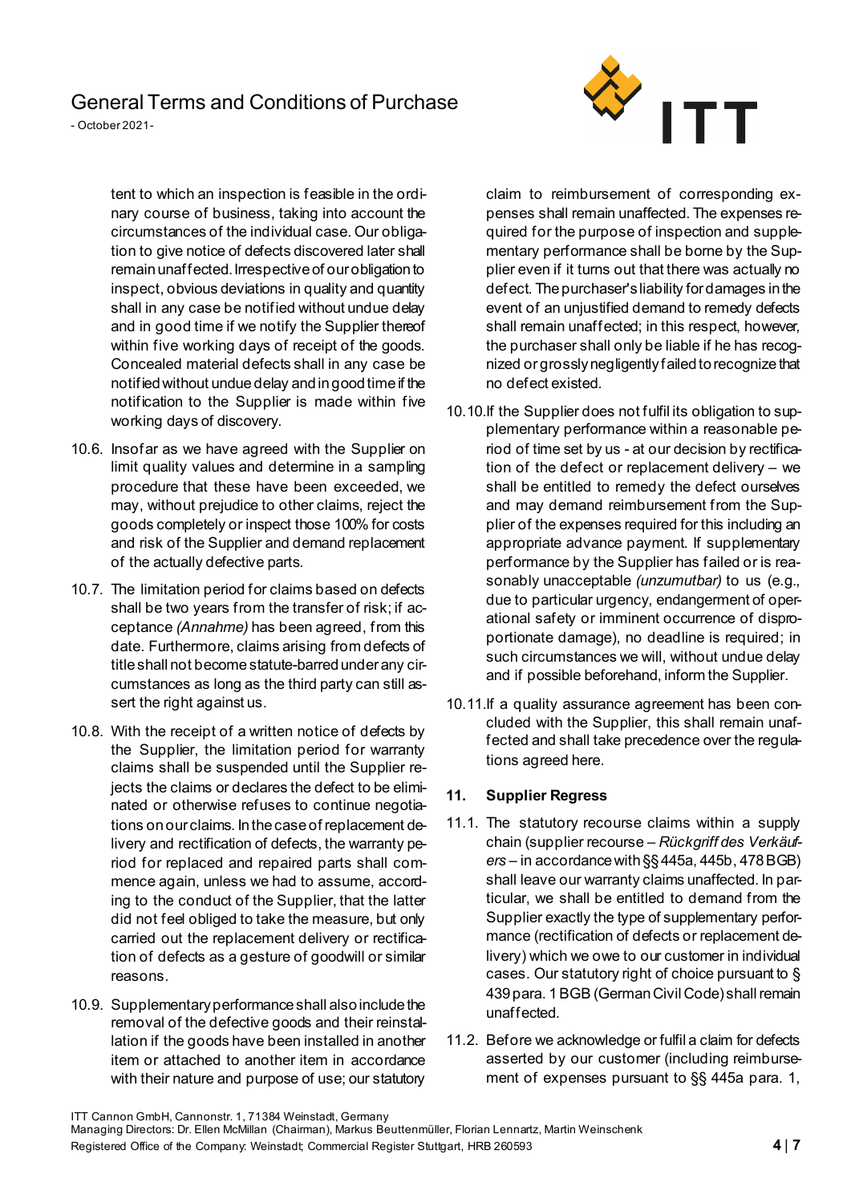tent to which an inspection is feasible in the ordinary course of business, taking into account the circumstances of the individual case. Our obligation to give notice of defects discovered later shall remain unaffected. Irrespective of our obligation to inspect, obvious deviations in quality and quantity shall in any case be notified without undue delay and in good time if we notify the Supplier thereof within five working days of receipt of the goods. Concealed material defects shall in any case be notified without undue delay and in good time if the notification to the Supplier is made within five working days of discovery.

10.6. Insofar as we have agreed with the Supplier on limit quality values and determine in a sampling procedure that these have been exceeded, we may, without prejudice to other claims, reject the goods completely or inspect those 100% for costs and risk of the Supplier and demand replacement of the actually defective parts.

10.7. The limitation period for claims based on defects shall be two years from the transfer of risk; if acceptance *(Annahme)* has been agreed, from this date. Furthermore, claims arising from defects of title shall not become statute-barred under any circumstances as long as the third party can still assert the right against us.

10.8. With the receipt of a written notice of defects by the Supplier, the limitation period for warranty claims shall be suspended until the Supplier rejects the claims or declares the defect to be eliminated or otherwise refuses to continue negotiations on our claims. In the case of replacement delivery and rectification of defects, the warranty period for replaced and repaired parts shall commence again, unless we had to assume, according to the conduct of the Supplier, that the latter did not feel obliged to take the measure, but only carried out the replacement delivery or rectification of defects as a gesture of goodwill or similar reasons.

10.9. Supplementary performance shall also include the removal of the defective goods and their reinstallation if the goods have been installed in another item or attached to another item in accordance with their nature and purpose of use; our statutory claim to reimbursement of corresponding expenses shall remain unaffected. The expenses required for the purpose of inspection and supplementary performance shall be borne by the Supplier even if it turns out that there was actually no defect. The purchaser's liability for damages in the event of an unjustified demand to remedy defects shall remain unaffected; in this respect, however, the purchaser shall only be liable if he has recognized or grossly negligently failed to recognize that no defect existed.

10.10. If the Supplier does not fulfil its obligation to supplementary performance within a reasonable period of time set by us - at our decision by rectification of the defect or replacement delivery – we shall be entitled to remedy the defect ourselves and may demand reimbursement from the Supplier of the expenses required for this including an appropriate advance payment. If supplementary performance by the Supplier has failed or is reasonably unacceptable *(unzumutbar)* to us (e.g., due to particular urgency, endangerment of operational safety or imminent occurrence of disproportionate damage), no deadline is required; in such circumstances we will, without undue delay and if possible beforehand, inform the Supplier.

10.11. If a quality assurance agreement has been concluded with the Supplier, this shall remain unaffected and shall take precedence over the regulations agreed here.

## 11. Supplier Regress

11.1. The statutory recourse claims within a supply chain (supplier recourse – *Rückgriff des Verkäufers* – in accordance with §§ 445a, 445b, 478 BGB) shall leave our warranty claims unaffected. In particular, we shall be entitled to demand from the Supplier exactly the type of supplementary performance (rectification of defects or replacement delivery) which we owe to our customer in individual cases. Our statutory right of choice pursuant to § 439 para. 1 BGB (German Civil Code) shall remain unaffected.

11.2. Before we acknowledge or fulfil a claim for defects asserted by our customer (including reimbursement of expenses pursuant to §§ 445a para. 1,

ITT Cannon GmbH, Cannonstr. 1, 71384 Weinstadt, Germany
Managing Directors: Dr. Ellen McMillan (Chairman), Markus Beuttenmüller, Florian Lennartz, Martin Weinschenk
Registered Office of the Company: Weinstadt; Commercial Register Stuttgart, HRB 260593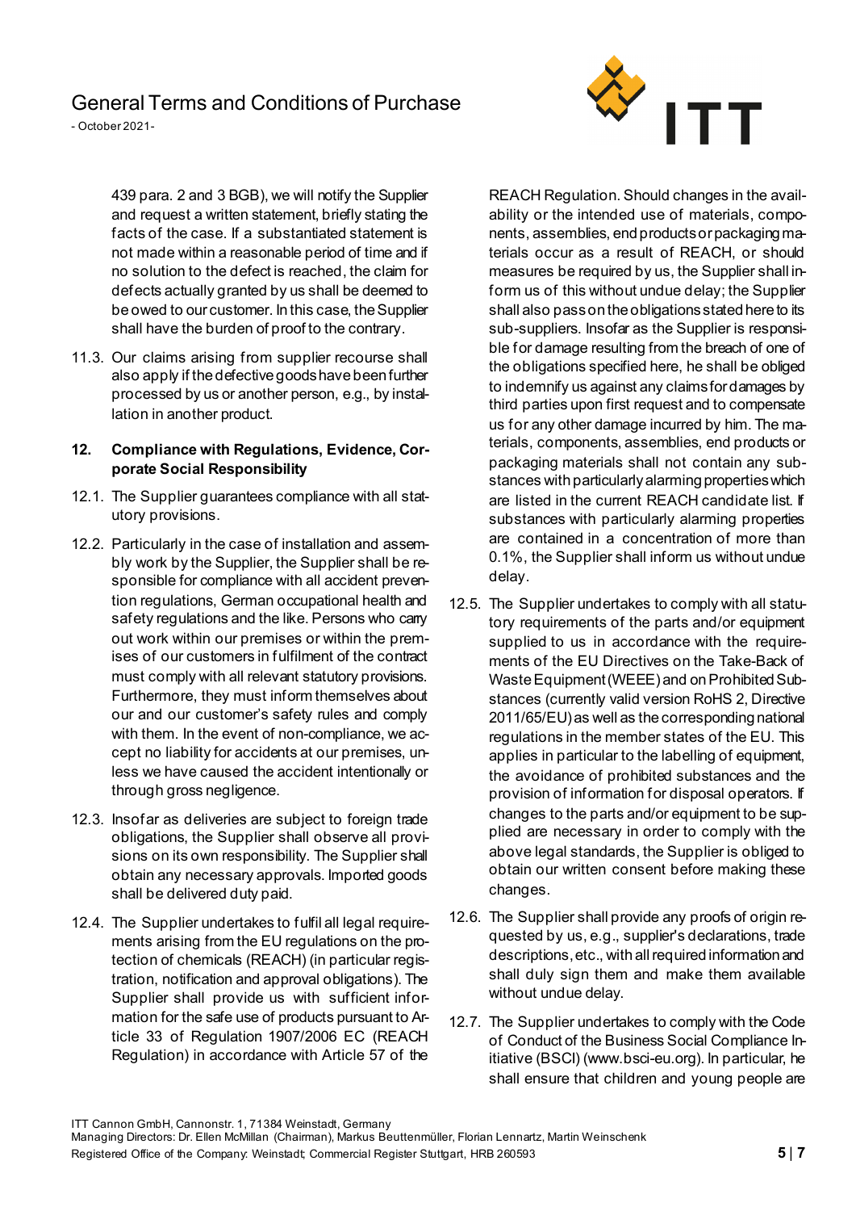439 para. 2 and 3 BGB), we will notify the Supplier and request a written statement, briefly stating the facts of the case. If a substantiated statement is not made within a reasonable period of time and if no solution to the defect is reached, the claim for defects actually granted by us shall be deemed to be owed to our customer. In this case, the Supplier shall have the burden of proof to the contrary.

11.3. Our claims arising from supplier recourse shall also apply if the defective goods have been further processed by us or another person, e.g., by installation in another product.

## 12. Compliance with Regulations, Evidence, Corporate Social Responsibility

12.1. The Supplier guarantees compliance with all statutory provisions.

12.2. Particularly in the case of installation and assembly work by the Supplier, the Supplier shall be responsible for compliance with all accident prevention regulations, German occupational health and safety regulations and the like. Persons who carry out work within our premises or within the premises of our customers in fulfilment of the contract must comply with all relevant statutory provisions. Furthermore, they must inform themselves about our and our customer's safety rules and comply with them. In the event of non-compliance, we accept no liability for accidents at our premises, unless we have caused the accident intentionally or through gross negligence.

12.3. Insofar as deliveries are subject to foreign trade obligations, the Supplier shall observe all provisions on its own responsibility. The Supplier shall obtain any necessary approvals. Imported goods shall be delivered duty paid.

12.4. The Supplier undertakes to fulfil all legal requirements arising from the EU regulations on the protection of chemicals (REACH) (in particular registration, notification and approval obligations). The Supplier shall provide us with sufficient information for the safe use of products pursuant to Article 33 of Regulation 1907/2006 EC (REACH Regulation) in accordance with Article 57 of the REACH Regulation. Should changes in the availability or the intended use of materials, components, assemblies, end products or packaging materials occur as a result of REACH, or should measures be required by us, the Supplier shall inform us of this without undue delay; the Supplier shall also pass on the obligations stated here to its sub-suppliers. Insofar as the Supplier is responsible for damage resulting from the breach of one of the obligations specified here, he shall be obliged to indemnify us against any claims for damages by third parties upon first request and to compensate us for any other damage incurred by him. The materials, components, assemblies, end products or packaging materials shall not contain any substances with particularly alarming properties which are listed in the current REACH candidate list. If substances with particularly alarming properties are contained in a concentration of more than 0.1%, the Supplier shall inform us without undue delay.

12.5. The Supplier undertakes to comply with all statutory requirements of the parts and/or equipment supplied to us in accordance with the requirements of the EU Directives on the Take-Back of Waste Equipment (WEEE) and on Prohibited Substances (currently valid version RoHS 2, Directive 2011/65/EU) as well as the corresponding national regulations in the member states of the EU. This applies in particular to the labelling of equipment, the avoidance of prohibited substances and the provision of information for disposal operators. If changes to the parts and/or equipment to be supplied are necessary in order to comply with the above legal standards, the Supplier is obliged to obtain our written consent before making these changes.

12.6. The Supplier shall provide any proofs of origin requested by us, e.g., supplier's declarations, trade descriptions, etc., with all required information and shall duly sign them and make them available without undue delay.

12.7. The Supplier undertakes to comply with the Code of Conduct of the Business Social Compliance Initiative (BSCI) (www.bsci-eu.org). In particular, he shall ensure that children and young people are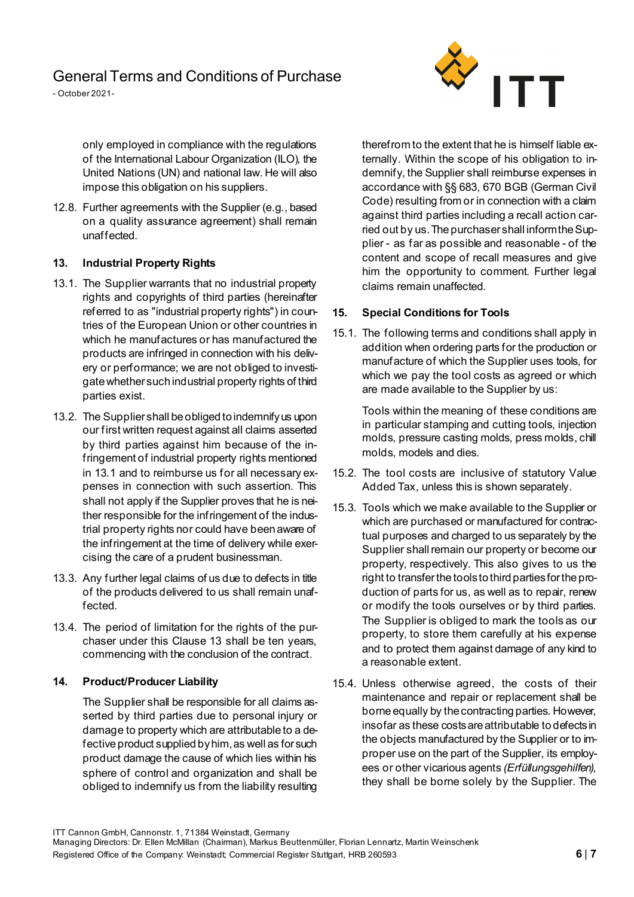only employed in compliance with the regulations of the International Labour Organization (ILO), the United Nations (UN) and national law. He will also impose this obligation on his suppliers.

12.8. Further agreements with the Supplier (e.g., based on a quality assurance agreement) shall remain unaffected.

## 13. Industrial Property Rights

13.1. The Supplier warrants that no industrial property rights and copyrights of third parties (hereinafter referred to as "industrial property rights") in countries of the European Union or other countries in which he manufactures or has manufactured the products are infringed in connection with his delivery or performance; we are not obliged to investigate whether such industrial property rights of third parties exist.

13.2. The Supplier shall be obliged to indemnify us upon our first written request against all claims asserted by third parties against him because of the infringement of industrial property rights mentioned in 13.1 and to reimburse us for all necessary expenses in connection with such assertion. This shall not apply if the Supplier proves that he is neither responsible for the infringement of the industrial property rights nor could have been aware of the infringement at the time of delivery while exercising the care of a prudent businessman.

13.3. Any further legal claims of us due to defects in title of the products delivered to us shall remain unaffected.

13.4. The period of limitation for the rights of the purchaser under this Clause 13 shall be ten years, commencing with the conclusion of the contract.

## 14. Product/Producer Liability

The Supplier shall be responsible for all claims asserted by third parties due to personal injury or damage to property which are attributable to a defective product supplied by him, as well as for such product damage the cause of which lies within his sphere of control and organization and shall be obliged to indemnify us from the liability resulting therefrom to the extent that he is himself liable externally. Within the scope of his obligation to indemnify, the Supplier shall reimburse expenses in accordance with §§ 683, 670 BGB (German Civil Code) resulting from or in connection with a claim against third parties including a recall action carried out by us. The purchaser shall inform the Supplier - as far as possible and reasonable - of the content and scope of recall measures and give him the opportunity to comment. Further legal claims remain unaffected.

## 15. Special Conditions for Tools

15.1. The following terms and conditions shall apply in addition when ordering parts for the production or manufacture of which the Supplier uses tools, for which we pay the tool costs as agreed or which are made available to the Supplier by us:

Tools within the meaning of these conditions are in particular stamping and cutting tools, injection molds, pressure casting molds, press molds, chill molds, models and dies.

15.2. The tool costs are inclusive of statutory Value Added Tax, unless this is shown separately.

15.3. Tools which we make available to the Supplier or which are purchased or manufactured for contractual purposes and charged to us separately by the Supplier shall remain our property or become our property, respectively. This also gives to us the right to transfer the tools to third parties for the production of parts for us, as well as to repair, renew or modify the tools ourselves or by third parties. The Supplier is obliged to mark the tools as our property, to store them carefully at his expense and to protect them against damage of any kind to a reasonable extent.

15.4. Unless otherwise agreed, the costs of their maintenance and repair or replacement shall be borne equally by the contracting parties. However, insofar as these costs are attributable to defects in the objects manufactured by the Supplier or to improper use on the part of the Supplier, its employees or other vicarious agents *(Erfüllungsgehilfen)*, they shall be borne solely by the Supplier. The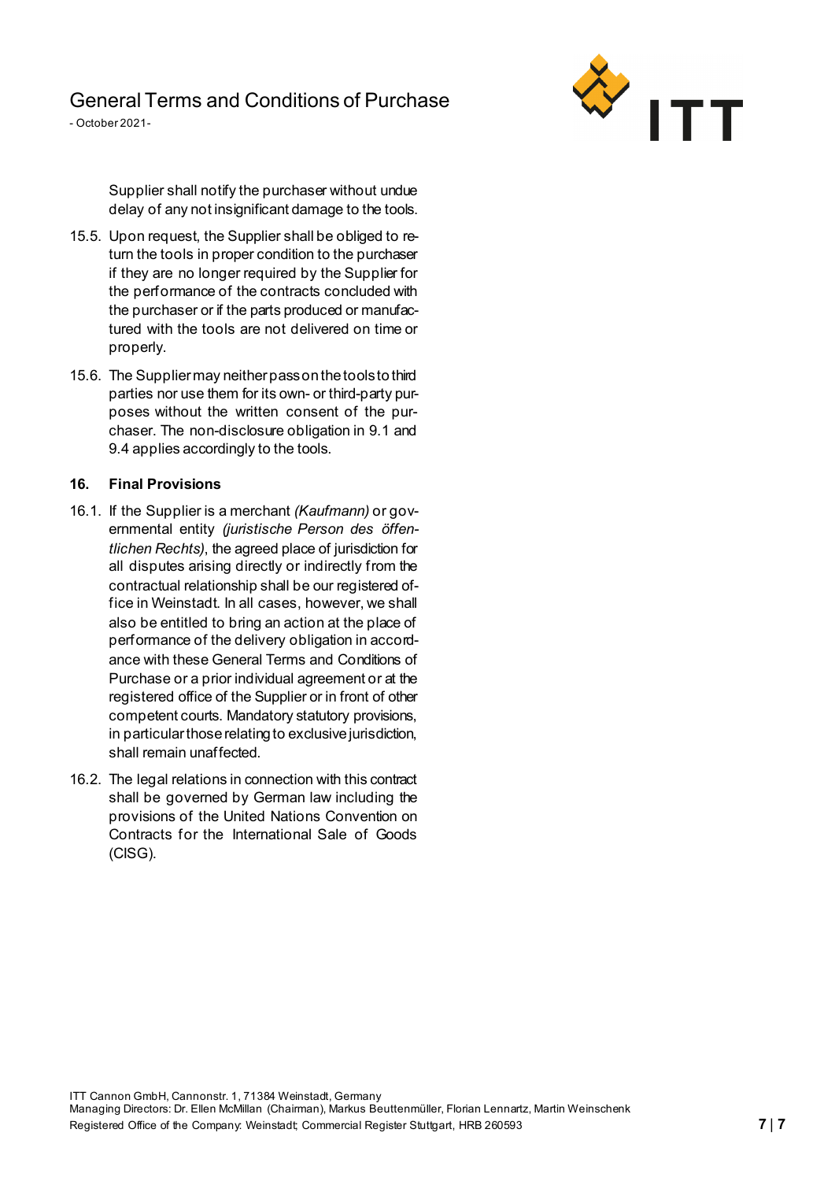Supplier shall notify the purchaser without undue delay of any not insignificant damage to the tools.

15.5. Upon request, the Supplier shall be obliged to return the tools in proper condition to the purchaser if they are no longer required by the Supplier for the performance of the contracts concluded with the purchaser or if the parts produced or manufactured with the tools are not delivered on time or properly.

15.6. The Supplier may neither pass on the tools to third parties nor use them for its own- or third-party purposes without the written consent of the purchaser. The non-disclosure obligation in 9.1 and 9.4 applies accordingly to the tools.

## 16. Final Provisions

16.1. If the Supplier is a merchant *(Kaufmann)* or governmental entity *(juristische Person des öffentlichen Rechts)*, the agreed place of jurisdiction for all disputes arising directly or indirectly from the contractual relationship shall be our registered office in Weinstadt. In all cases, however, we shall also be entitled to bring an action at the place of performance of the delivery obligation in accordance with these General Terms and Conditions of Purchase or a prior individual agreement or at the registered office of the Supplier or in front of other competent courts. Mandatory statutory provisions, in particular those relating to exclusive jurisdiction, shall remain unaffected.

16.2. The legal relations in connection with this contract shall be governed by German law including the provisions of the United Nations Convention on Contracts for the International Sale of Goods (CISG).